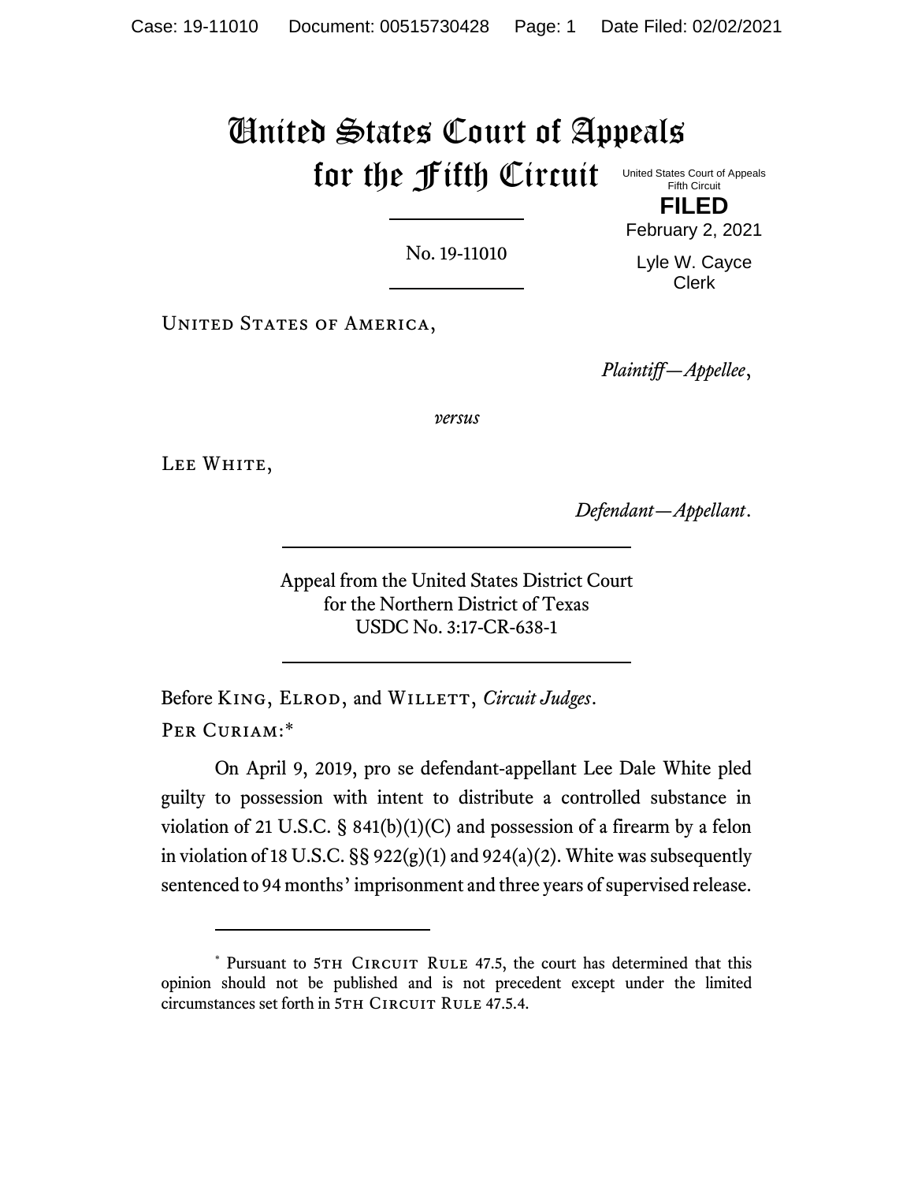# United States Court of Appeals for the Fifth Circuit

United States Court of Appeals
Fifth Circuit

**FILED**

February 2, 2021

Lyle W. Cayce
Clerk

No. 19-11010

United States of America,

*Plaintiff—Appellee*,

*versus*

Lee White,

*Defendant—Appellant*.

Appeal from the United States District Court
for the Northern District of Texas
USDC No. 3:17-CR-638-1

Before King, Elrod, and Willett, *Circuit Judges*.

Per Curiam:*

On April 9, 2019, pro se defendant-appellant Lee Dale White pled guilty to possession with intent to distribute a controlled substance in violation of 21 U.S.C. § 841(b)(1)(C) and possession of a firearm by a felon in violation of 18 U.S.C. §§ 922(g)(1) and 924(a)(2). White was subsequently sentenced to 94 months' imprisonment and three years of supervised release.

---

\* Pursuant to 5th Circuit Rule 47.5, the court has determined that this opinion should not be published and is not precedent except under the limited circumstances set forth in 5th Circuit Rule 47.5.4.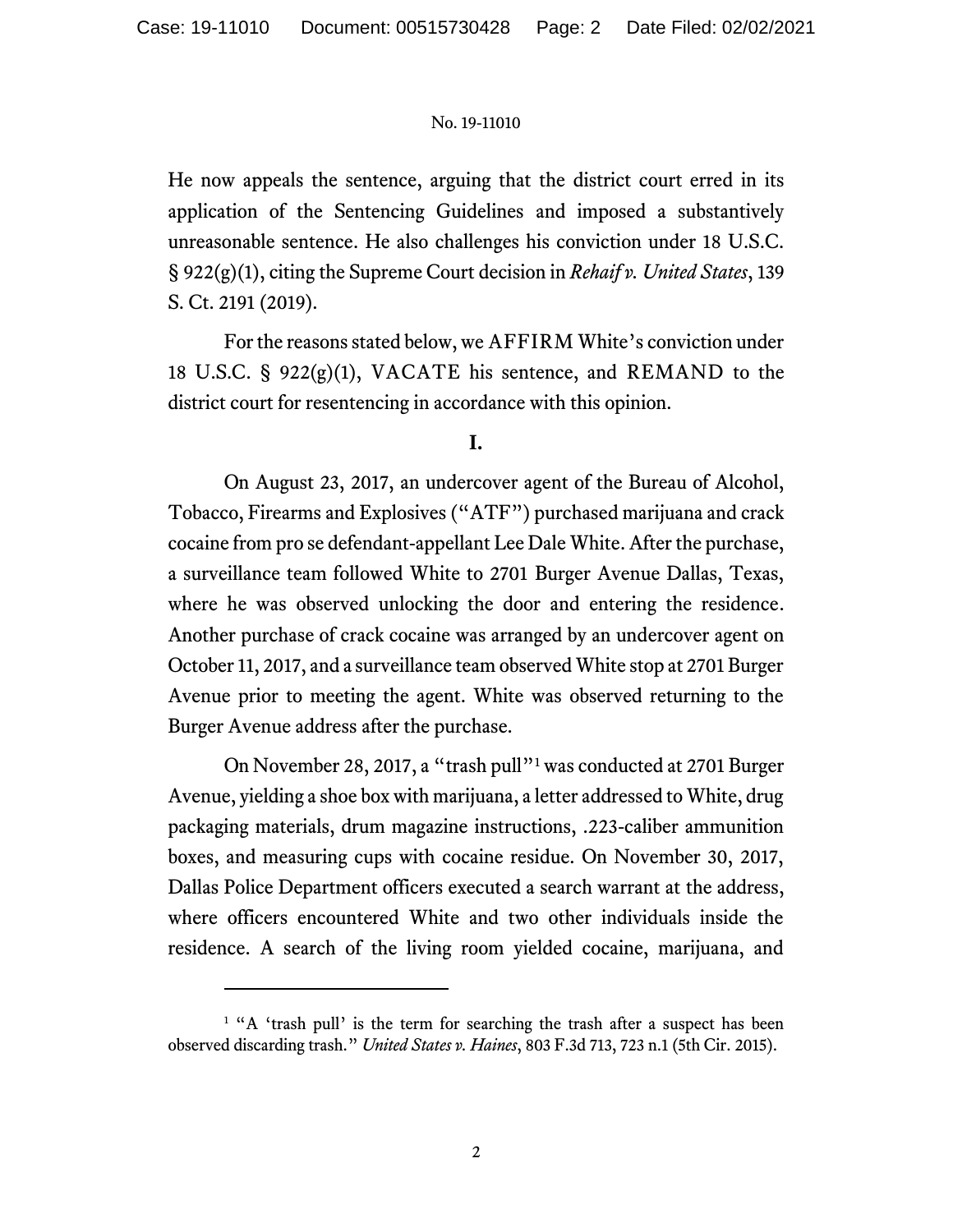He now appeals the sentence, arguing that the district court erred in its application of the Sentencing Guidelines and imposed a substantively unreasonable sentence. He also challenges his conviction under 18 U.S.C. § 922(g)(1), citing the Supreme Court decision in *Rehaif v. United States*, 139 S. Ct. 2191 (2019).

For the reasons stated below, we AFFIRM White's conviction under 18 U.S.C. § 922(g)(1), VACATE his sentence, and REMAND to the district court for resentencing in accordance with this opinion.

## I.

On August 23, 2017, an undercover agent of the Bureau of Alcohol, Tobacco, Firearms and Explosives ("ATF") purchased marijuana and crack cocaine from pro se defendant-appellant Lee Dale White. After the purchase, a surveillance team followed White to 2701 Burger Avenue Dallas, Texas, where he was observed unlocking the door and entering the residence. Another purchase of crack cocaine was arranged by an undercover agent on October 11, 2017, and a surveillance team observed White stop at 2701 Burger Avenue prior to meeting the agent. White was observed returning to the Burger Avenue address after the purchase.

On November 28, 2017, a "trash pull"[1] was conducted at 2701 Burger Avenue, yielding a shoe box with marijuana, a letter addressed to White, drug packaging materials, drum magazine instructions, .223-caliber ammunition boxes, and measuring cups with cocaine residue. On November 30, 2017, Dallas Police Department officers executed a search warrant at the address, where officers encountered White and two other individuals inside the residence. A search of the living room yielded cocaine, marijuana, and

---

[1] "A 'trash pull' is the term for searching the trash after a suspect has been observed discarding trash." *United States v. Haines*, 803 F.3d 713, 723 n.1 (5th Cir. 2015).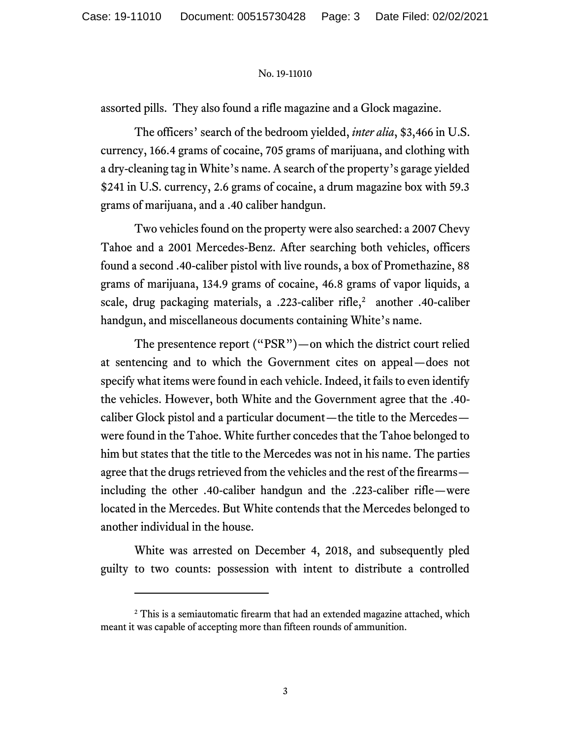assorted pills. They also found a rifle magazine and a Glock magazine.

The officers' search of the bedroom yielded, *inter alia*, $3,466 in U.S. currency, 166.4 grams of cocaine, 705 grams of marijuana, and clothing with a dry-cleaning tag in White's name. A search of the property's garage yielded $241 in U.S. currency, 2.6 grams of cocaine, a drum magazine box with 59.3 grams of marijuana, and a .40 caliber handgun.

Two vehicles found on the property were also searched: a 2007 Chevy Tahoe and a 2001 Mercedes-Benz. After searching both vehicles, officers found a second .40-caliber pistol with live rounds, a box of Promethazine, 88 grams of marijuana, 134.9 grams of cocaine, 46.8 grams of vapor liquids, a scale, drug packaging materials, a .223-caliber rifle,[2] another .40-caliber handgun, and miscellaneous documents containing White's name.

The presentence report ("PSR")—on which the district court relied at sentencing and to which the Government cites on appeal—does not specify what items were found in each vehicle. Indeed, it fails to even identify the vehicles. However, both White and the Government agree that the .40-caliber Glock pistol and a particular document—the title to the Mercedes—were found in the Tahoe. White further concedes that the Tahoe belonged to him but states that the title to the Mercedes was not in his name. The parties agree that the drugs retrieved from the vehicles and the rest of the firearms—including the other .40-caliber handgun and the .223-caliber rifle—were located in the Mercedes. But White contends that the Mercedes belonged to another individual in the house.

White was arrested on December 4, 2018, and subsequently pled guilty to two counts: possession with intent to distribute a controlled

---

[2] This is a semiautomatic firearm that had an extended magazine attached, which meant it was capable of accepting more than fifteen rounds of ammunition.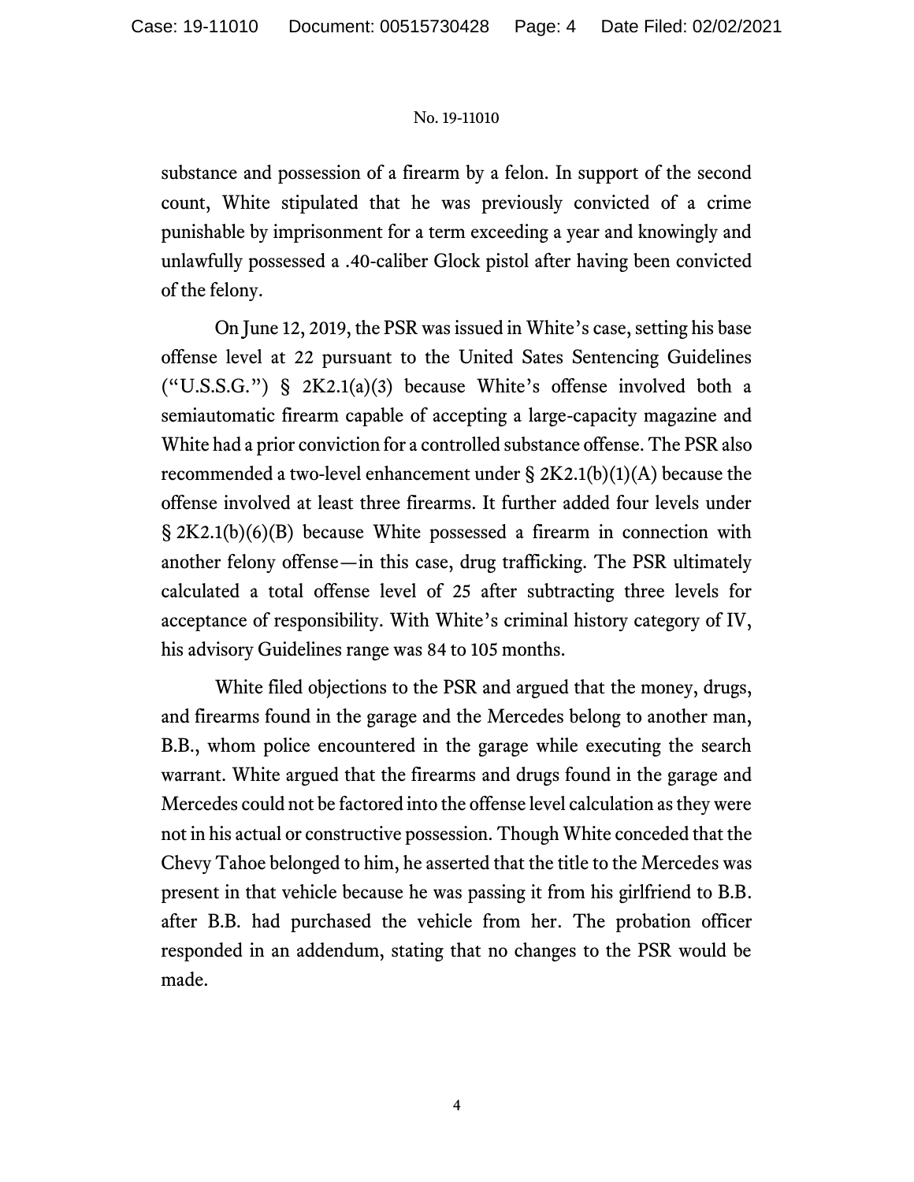substance and possession of a firearm by a felon. In support of the second count, White stipulated that he was previously convicted of a crime punishable by imprisonment for a term exceeding a year and knowingly and unlawfully possessed a .40-caliber Glock pistol after having been convicted of the felony.

On June 12, 2019, the PSR was issued in White's case, setting his base offense level at 22 pursuant to the United Sates Sentencing Guidelines ("U.S.S.G.") § 2K2.1(a)(3) because White's offense involved both a semiautomatic firearm capable of accepting a large-capacity magazine and White had a prior conviction for a controlled substance offense. The PSR also recommended a two-level enhancement under § 2K2.1(b)(1)(A) because the offense involved at least three firearms. It further added four levels under § 2K2.1(b)(6)(B) because White possessed a firearm in connection with another felony offense—in this case, drug trafficking. The PSR ultimately calculated a total offense level of 25 after subtracting three levels for acceptance of responsibility. With White's criminal history category of IV, his advisory Guidelines range was 84 to 105 months.

White filed objections to the PSR and argued that the money, drugs, and firearms found in the garage and the Mercedes belong to another man, B.B., whom police encountered in the garage while executing the search warrant. White argued that the firearms and drugs found in the garage and Mercedes could not be factored into the offense level calculation as they were not in his actual or constructive possession. Though White conceded that the Chevy Tahoe belonged to him, he asserted that the title to the Mercedes was present in that vehicle because he was passing it from his girlfriend to B.B. after B.B. had purchased the vehicle from her. The probation officer responded in an addendum, stating that no changes to the PSR would be made.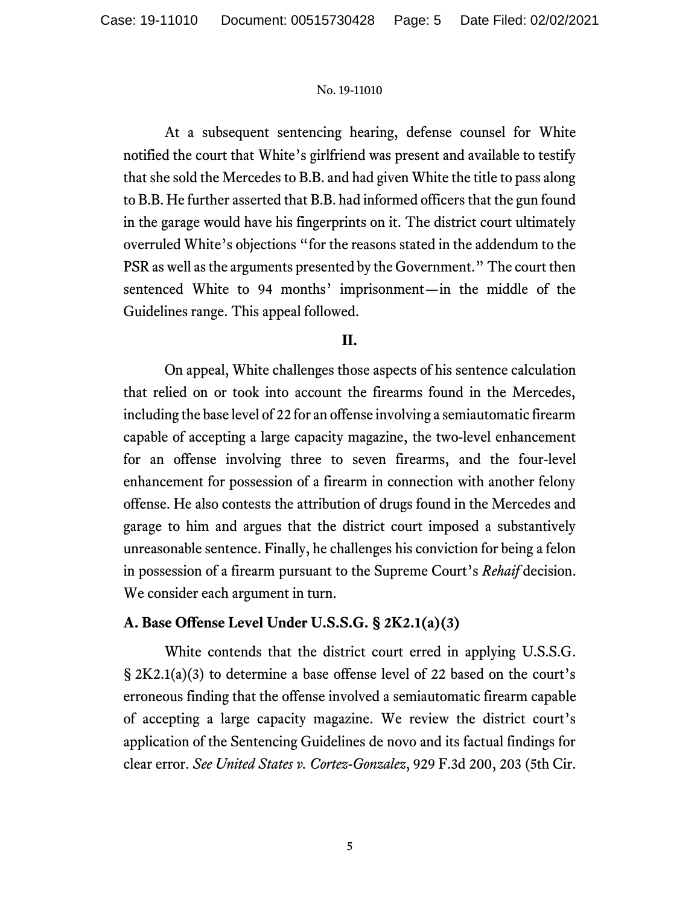At a subsequent sentencing hearing, defense counsel for White notified the court that White's girlfriend was present and available to testify that she sold the Mercedes to B.B. and had given White the title to pass along to B.B. He further asserted that B.B. had informed officers that the gun found in the garage would have his fingerprints on it. The district court ultimately overruled White's objections "for the reasons stated in the addendum to the PSR as well as the arguments presented by the Government." The court then sentenced White to 94 months' imprisonment—in the middle of the Guidelines range. This appeal followed.

## II.

On appeal, White challenges those aspects of his sentence calculation that relied on or took into account the firearms found in the Mercedes, including the base level of 22 for an offense involving a semiautomatic firearm capable of accepting a large capacity magazine, the two-level enhancement for an offense involving three to seven firearms, and the four-level enhancement for possession of a firearm in connection with another felony offense. He also contests the attribution of drugs found in the Mercedes and garage to him and argues that the district court imposed a substantively unreasonable sentence. Finally, he challenges his conviction for being a felon in possession of a firearm pursuant to the Supreme Court's *Rehaif* decision. We consider each argument in turn.

### A. Base Offense Level Under U.S.S.G. § 2K2.1(a)(3)

White contends that the district court erred in applying U.S.S.G. § 2K2.1(a)(3) to determine a base offense level of 22 based on the court's erroneous finding that the offense involved a semiautomatic firearm capable of accepting a large capacity magazine. We review the district court's application of the Sentencing Guidelines de novo and its factual findings for clear error. *See United States v. Cortez-Gonzalez*, 929 F.3d 200, 203 (5th Cir.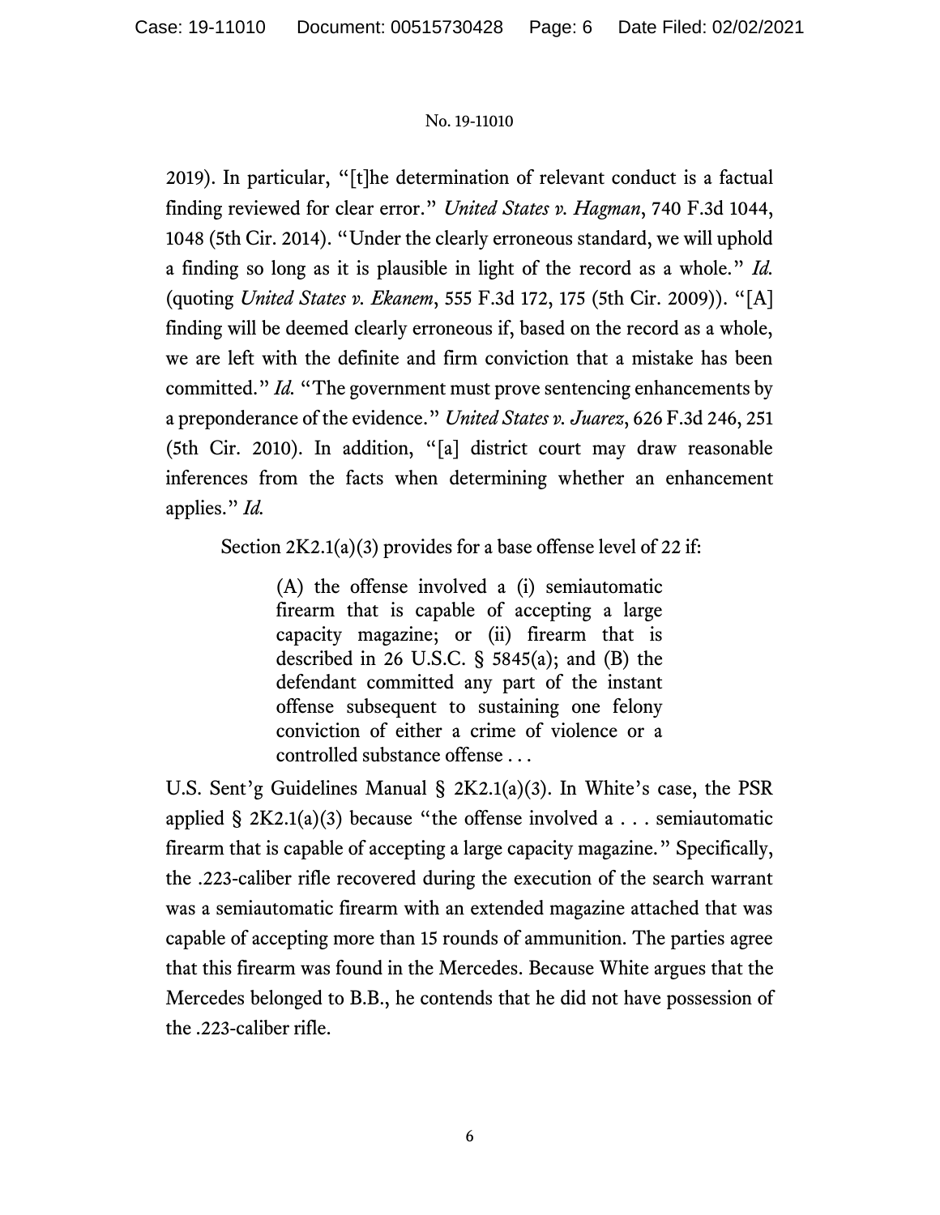2019). In particular, "[t]he determination of relevant conduct is a factual finding reviewed for clear error." *United States v. Hagman*, 740 F.3d 1044, 1048 (5th Cir. 2014). "Under the clearly erroneous standard, we will uphold a finding so long as it is plausible in light of the record as a whole." *Id.* (quoting *United States v. Ekanem*, 555 F.3d 172, 175 (5th Cir. 2009)). "[A] finding will be deemed clearly erroneous if, based on the record as a whole, we are left with the definite and firm conviction that a mistake has been committed." *Id.* "The government must prove sentencing enhancements by a preponderance of the evidence." *United States v. Juarez*, 626 F.3d 246, 251 (5th Cir. 2010). In addition, "[a] district court may draw reasonable inferences from the facts when determining whether an enhancement applies." *Id.*

Section 2K2.1(a)(3) provides for a base offense level of 22 if:

> (A) the offense involved a (i) semiautomatic firearm that is capable of accepting a large capacity magazine; or (ii) firearm that is described in 26 U.S.C. § 5845(a); and (B) the defendant committed any part of the instant offense subsequent to sustaining one felony conviction of either a crime of violence or a controlled substance offense . . .

U.S. Sent'g Guidelines Manual § 2K2.1(a)(3). In White's case, the PSR applied § 2K2.1(a)(3) because "the offense involved a . . . semiautomatic firearm that is capable of accepting a large capacity magazine." Specifically, the .223-caliber rifle recovered during the execution of the search warrant was a semiautomatic firearm with an extended magazine attached that was capable of accepting more than 15 rounds of ammunition. The parties agree that this firearm was found in the Mercedes. Because White argues that the Mercedes belonged to B.B., he contends that he did not have possession of the .223-caliber rifle.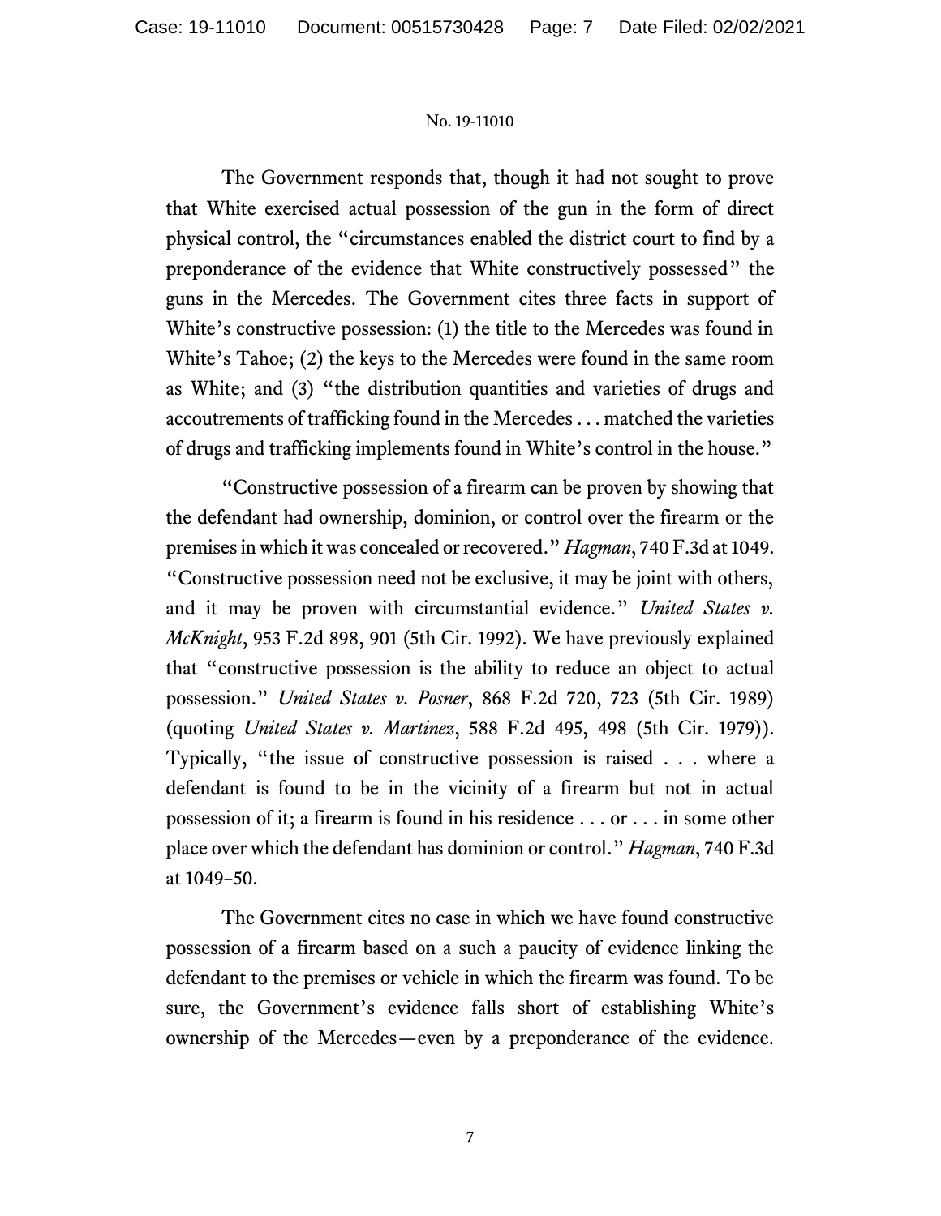The Government responds that, though it had not sought to prove that White exercised actual possession of the gun in the form of direct physical control, the "circumstances enabled the district court to find by a preponderance of the evidence that White constructively possessed" the guns in the Mercedes. The Government cites three facts in support of White's constructive possession: (1) the title to the Mercedes was found in White's Tahoe; (2) the keys to the Mercedes were found in the same room as White; and (3) "the distribution quantities and varieties of drugs and accoutrements of trafficking found in the Mercedes . . . matched the varieties of drugs and trafficking implements found in White's control in the house."

"Constructive possession of a firearm can be proven by showing that the defendant had ownership, dominion, or control over the firearm or the premises in which it was concealed or recovered." *Hagman*, 740 F.3d at 1049. "Constructive possession need not be exclusive, it may be joint with others, and it may be proven with circumstantial evidence." *United States v. McKnight*, 953 F.2d 898, 901 (5th Cir. 1992). We have previously explained that "constructive possession is the ability to reduce an object to actual possession." *United States v. Posner*, 868 F.2d 720, 723 (5th Cir. 1989) (quoting *United States v. Martinez*, 588 F.2d 495, 498 (5th Cir. 1979)). Typically, "the issue of constructive possession is raised . . . where a defendant is found to be in the vicinity of a firearm but not in actual possession of it; a firearm is found in his residence . . . or . . . in some other place over which the defendant has dominion or control." *Hagman*, 740 F.3d at 1049–50.

The Government cites no case in which we have found constructive possession of a firearm based on a such a paucity of evidence linking the defendant to the premises or vehicle in which the firearm was found. To be sure, the Government's evidence falls short of establishing White's ownership of the Mercedes—even by a preponderance of the evidence.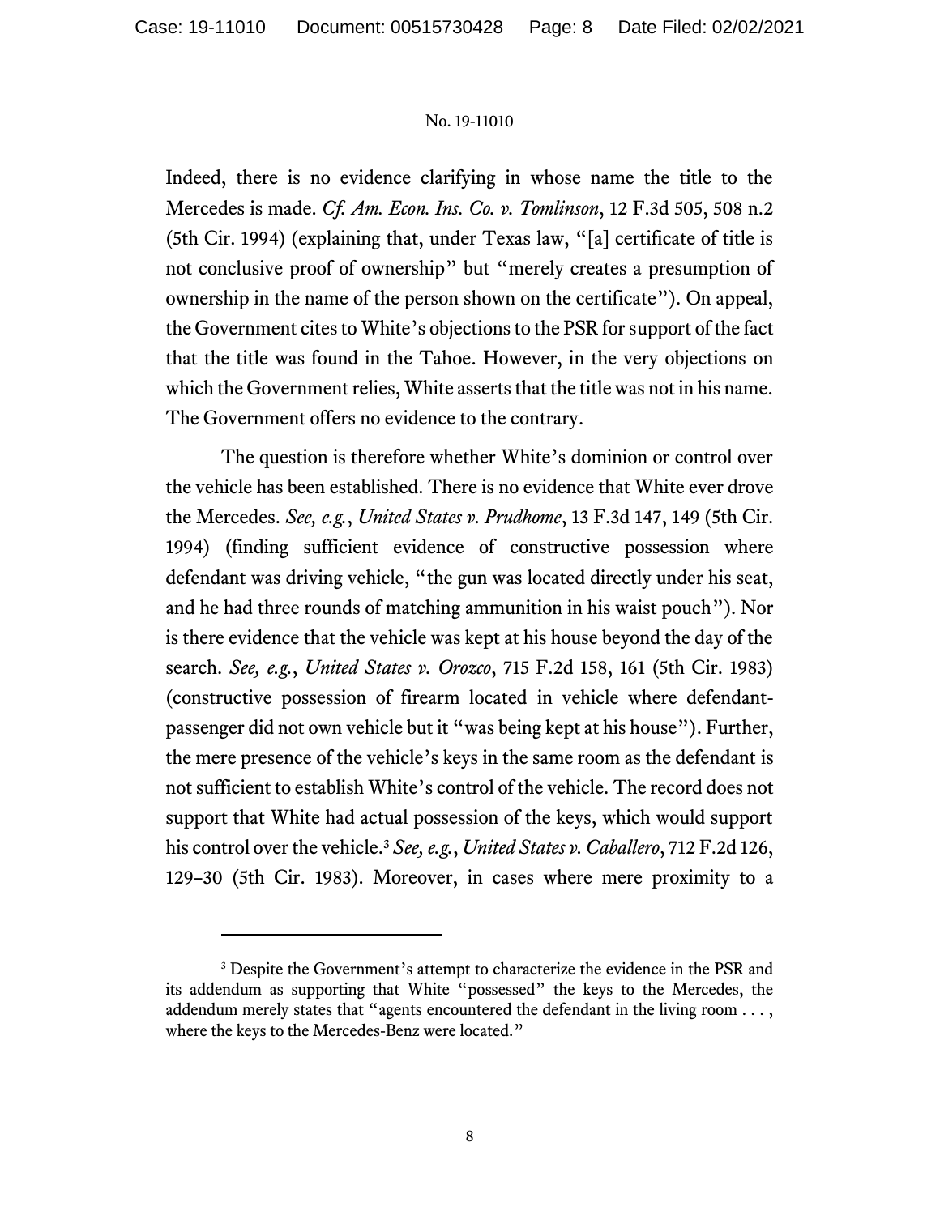Indeed, there is no evidence clarifying in whose name the title to the Mercedes is made. *Cf. Am. Econ. Ins. Co. v. Tomlinson*, 12 F.3d 505, 508 n.2 (5th Cir. 1994) (explaining that, under Texas law, "[a] certificate of title is not conclusive proof of ownership" but "merely creates a presumption of ownership in the name of the person shown on the certificate"). On appeal, the Government cites to White's objections to the PSR for support of the fact that the title was found in the Tahoe. However, in the very objections on which the Government relies, White asserts that the title was not in his name. The Government offers no evidence to the contrary.

The question is therefore whether White's dominion or control over the vehicle has been established. There is no evidence that White ever drove the Mercedes. *See, e.g.*, *United States v. Prudhome*, 13 F.3d 147, 149 (5th Cir. 1994) (finding sufficient evidence of constructive possession where defendant was driving vehicle, "the gun was located directly under his seat, and he had three rounds of matching ammunition in his waist pouch"). Nor is there evidence that the vehicle was kept at his house beyond the day of the search. *See, e.g.*, *United States v. Orozco*, 715 F.2d 158, 161 (5th Cir. 1983) (constructive possession of firearm located in vehicle where defendant-passenger did not own vehicle but it "was being kept at his house"). Further, the mere presence of the vehicle's keys in the same room as the defendant is not sufficient to establish White's control of the vehicle. The record does not support that White had actual possession of the keys, which would support his control over the vehicle.[3] *See, e.g.*, *United States v. Caballero*, 712 F.2d 126, 129–30 (5th Cir. 1983). Moreover, in cases where mere proximity to a

---

[3] Despite the Government's attempt to characterize the evidence in the PSR and its addendum as supporting that White "possessed" the keys to the Mercedes, the addendum merely states that "agents encountered the defendant in the living room . . . , where the keys to the Mercedes-Benz were located."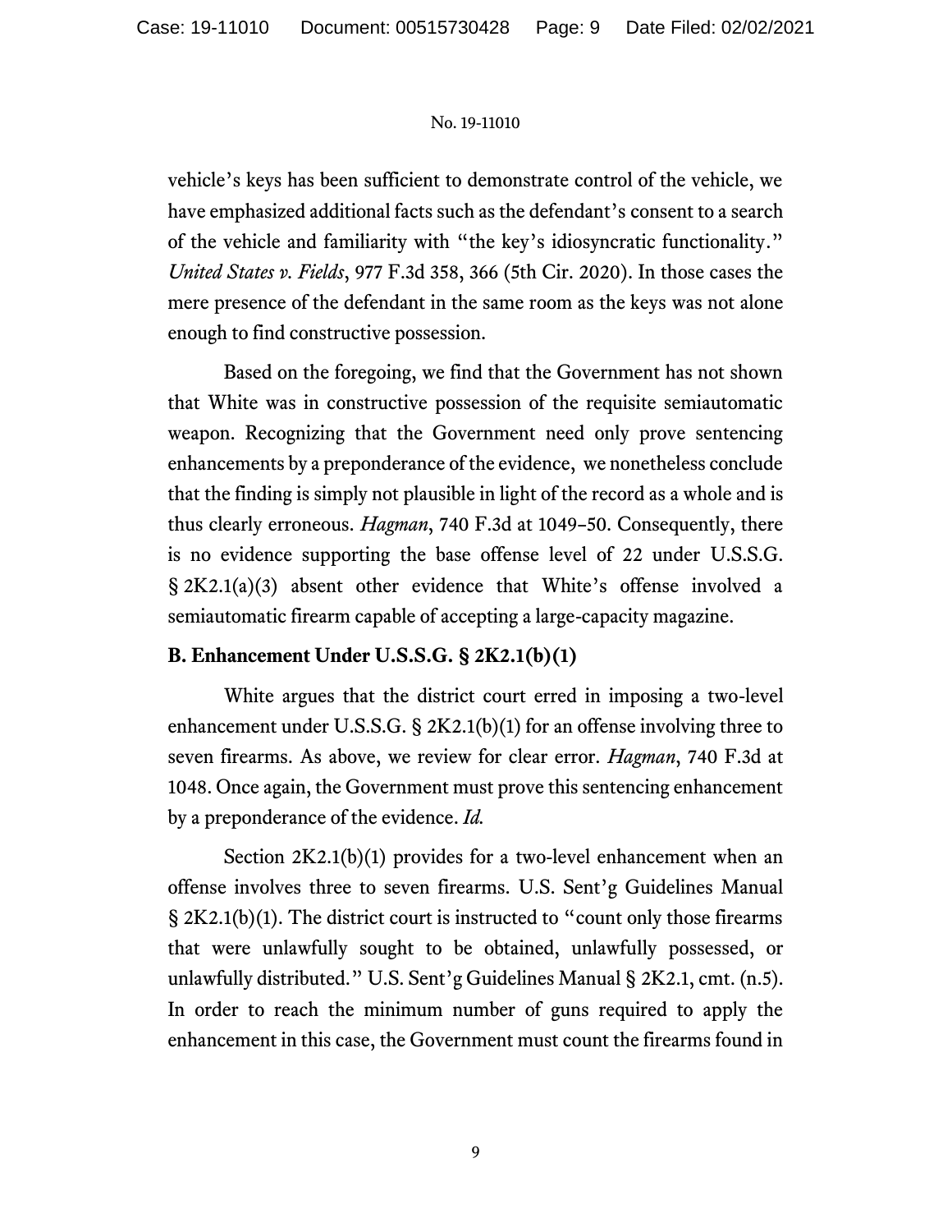vehicle's keys has been sufficient to demonstrate control of the vehicle, we have emphasized additional facts such as the defendant's consent to a search of the vehicle and familiarity with "the key's idiosyncratic functionality." *United States v. Fields*, 977 F.3d 358, 366 (5th Cir. 2020). In those cases the mere presence of the defendant in the same room as the keys was not alone enough to find constructive possession.

Based on the foregoing, we find that the Government has not shown that White was in constructive possession of the requisite semiautomatic weapon. Recognizing that the Government need only prove sentencing enhancements by a preponderance of the evidence, we nonetheless conclude that the finding is simply not plausible in light of the record as a whole and is thus clearly erroneous. *Hagman*, 740 F.3d at 1049–50. Consequently, there is no evidence supporting the base offense level of 22 under U.S.S.G. § 2K2.1(a)(3) absent other evidence that White's offense involved a semiautomatic firearm capable of accepting a large-capacity magazine.

**B. Enhancement Under U.S.S.G. § 2K2.1(b)(1)**

White argues that the district court erred in imposing a two-level enhancement under U.S.S.G. § 2K2.1(b)(1) for an offense involving three to seven firearms. As above, we review for clear error. *Hagman*, 740 F.3d at 1048. Once again, the Government must prove this sentencing enhancement by a preponderance of the evidence. *Id.*

Section 2K2.1(b)(1) provides for a two-level enhancement when an offense involves three to seven firearms. U.S. Sent'g Guidelines Manual § 2K2.1(b)(1). The district court is instructed to "count only those firearms that were unlawfully sought to be obtained, unlawfully possessed, or unlawfully distributed." U.S. Sent'g Guidelines Manual § 2K2.1, cmt. (n.5). In order to reach the minimum number of guns required to apply the enhancement in this case, the Government must count the firearms found in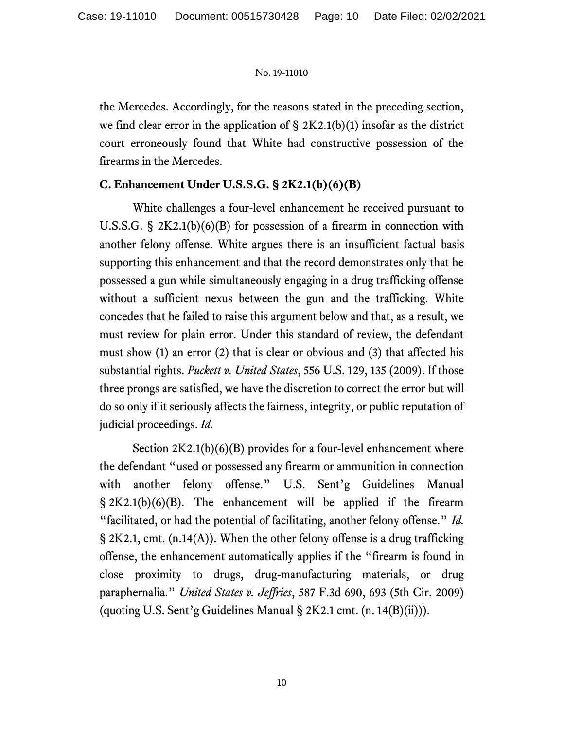the Mercedes. Accordingly, for the reasons stated in the preceding section, we find clear error in the application of § 2K2.1(b)(1) insofar as the district court erroneously found that White had constructive possession of the firearms in the Mercedes.

### C. Enhancement Under U.S.S.G. § 2K2.1(b)(6)(B)

White challenges a four-level enhancement he received pursuant to U.S.S.G. § 2K2.1(b)(6)(B) for possession of a firearm in connection with another felony offense. White argues there is an insufficient factual basis supporting this enhancement and that the record demonstrates only that he possessed a gun while simultaneously engaging in a drug trafficking offense without a sufficient nexus between the gun and the trafficking. White concedes that he failed to raise this argument below and that, as a result, we must review for plain error. Under this standard of review, the defendant must show (1) an error (2) that is clear or obvious and (3) that affected his substantial rights. *Puckett v. United States*, 556 U.S. 129, 135 (2009). If those three prongs are satisfied, we have the discretion to correct the error but will do so only if it seriously affects the fairness, integrity, or public reputation of judicial proceedings. *Id.*

Section 2K2.1(b)(6)(B) provides for a four-level enhancement where the defendant "used or possessed any firearm or ammunition in connection with another felony offense." U.S. Sent'g Guidelines Manual § 2K2.1(b)(6)(B). The enhancement will be applied if the firearm "facilitated, or had the potential of facilitating, another felony offense." *Id.* § 2K2.1, cmt. (n.14(A)). When the other felony offense is a drug trafficking offense, the enhancement automatically applies if the "firearm is found in close proximity to drugs, drug-manufacturing materials, or drug paraphernalia." *United States v. Jeffries*, 587 F.3d 690, 693 (5th Cir. 2009) (quoting U.S. Sent'g Guidelines Manual § 2K2.1 cmt. (n. 14(B)(ii))).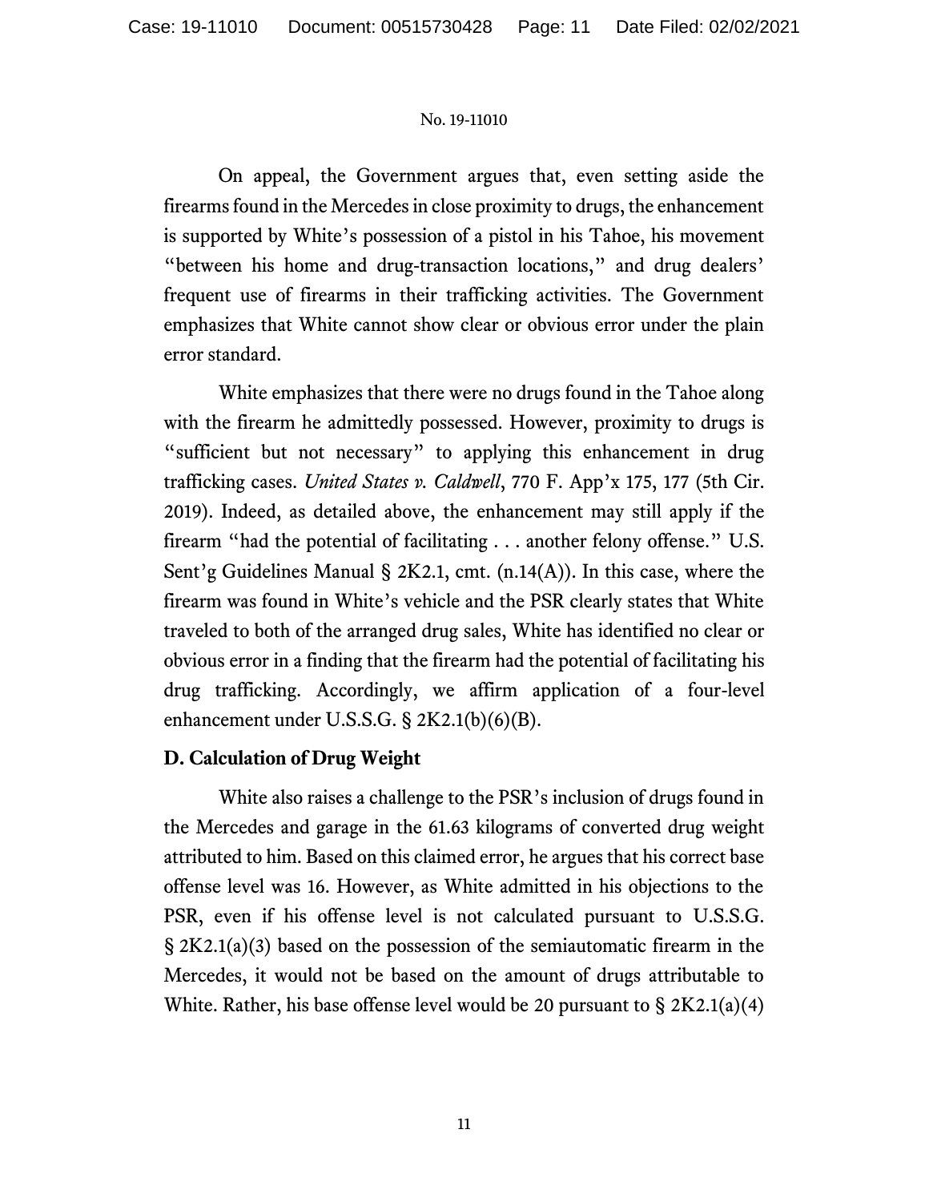On appeal, the Government argues that, even setting aside the firearms found in the Mercedes in close proximity to drugs, the enhancement is supported by White's possession of a pistol in his Tahoe, his movement "between his home and drug-transaction locations," and drug dealers' frequent use of firearms in their trafficking activities. The Government emphasizes that White cannot show clear or obvious error under the plain error standard.

White emphasizes that there were no drugs found in the Tahoe along with the firearm he admittedly possessed. However, proximity to drugs is "sufficient but not necessary" to applying this enhancement in drug trafficking cases. *United States v. Caldwell*, 770 F. App'x 175, 177 (5th Cir. 2019). Indeed, as detailed above, the enhancement may still apply if the firearm "had the potential of facilitating . . . another felony offense." U.S. Sent'g Guidelines Manual § 2K2.1, cmt. (n.14(A)). In this case, where the firearm was found in White's vehicle and the PSR clearly states that White traveled to both of the arranged drug sales, White has identified no clear or obvious error in a finding that the firearm had the potential of facilitating his drug trafficking. Accordingly, we affirm application of a four-level enhancement under U.S.S.G. § 2K2.1(b)(6)(B).

**D. Calculation of Drug Weight**

White also raises a challenge to the PSR's inclusion of drugs found in the Mercedes and garage in the 61.63 kilograms of converted drug weight attributed to him. Based on this claimed error, he argues that his correct base offense level was 16. However, as White admitted in his objections to the PSR, even if his offense level is not calculated pursuant to U.S.S.G. § 2K2.1(a)(3) based on the possession of the semiautomatic firearm in the Mercedes, it would not be based on the amount of drugs attributable to White. Rather, his base offense level would be 20 pursuant to § 2K2.1(a)(4)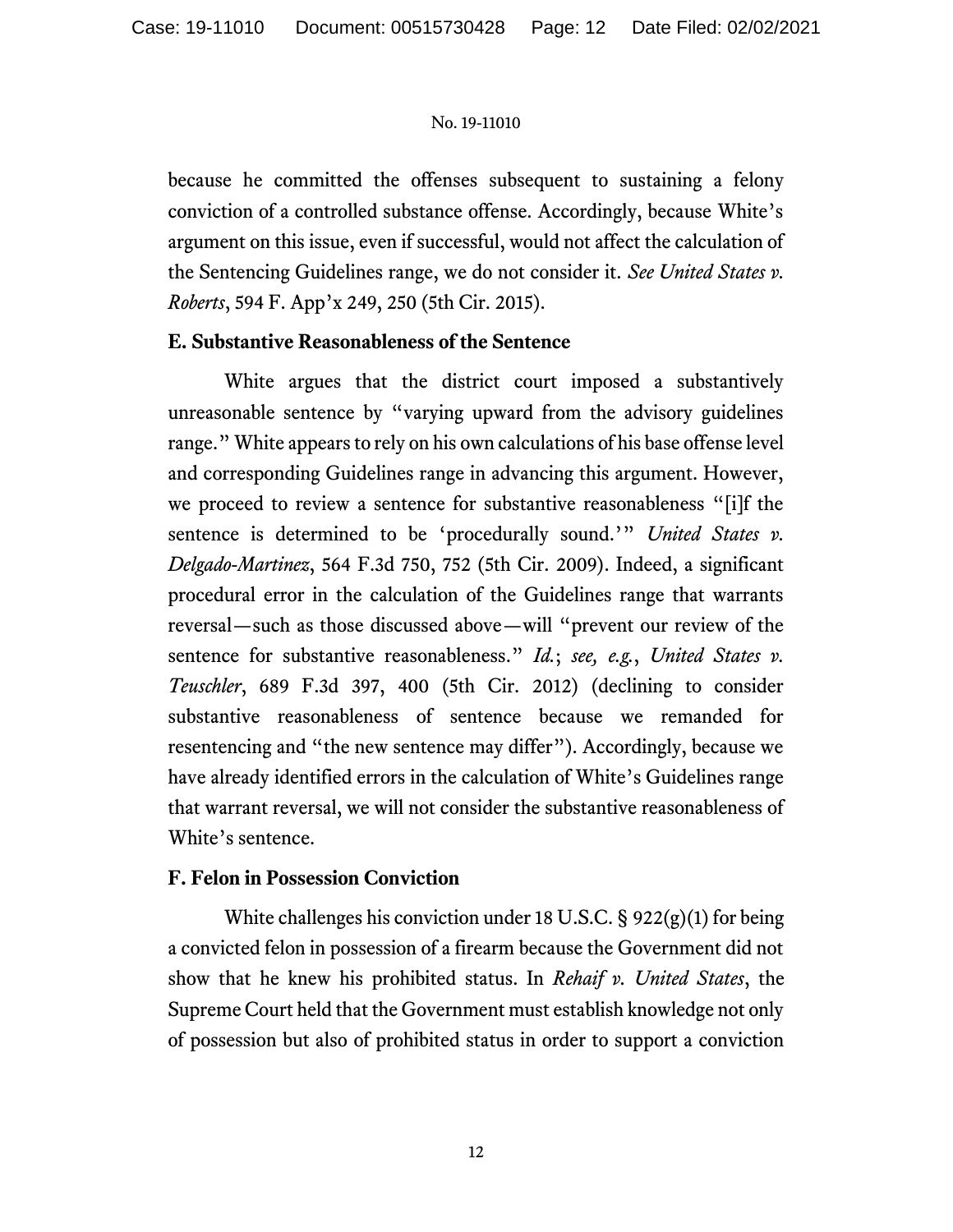because he committed the offenses subsequent to sustaining a felony conviction of a controlled substance offense. Accordingly, because White's argument on this issue, even if successful, would not affect the calculation of the Sentencing Guidelines range, we do not consider it. *See United States v. Roberts*, 594 F. App'x 249, 250 (5th Cir. 2015).

### E. Substantive Reasonableness of the Sentence

White argues that the district court imposed a substantively unreasonable sentence by "varying upward from the advisory guidelines range." White appears to rely on his own calculations of his base offense level and corresponding Guidelines range in advancing this argument. However, we proceed to review a sentence for substantive reasonableness "[i]f the sentence is determined to be 'procedurally sound.'" *United States v. Delgado-Martinez*, 564 F.3d 750, 752 (5th Cir. 2009). Indeed, a significant procedural error in the calculation of the Guidelines range that warrants reversal—such as those discussed above—will "prevent our review of the sentence for substantive reasonableness." *Id.*; *see, e.g.*, *United States v. Teuschler*, 689 F.3d 397, 400 (5th Cir. 2012) (declining to consider substantive reasonableness of sentence because we remanded for resentencing and "the new sentence may differ"). Accordingly, because we have already identified errors in the calculation of White's Guidelines range that warrant reversal, we will not consider the substantive reasonableness of White's sentence.

### F. Felon in Possession Conviction

White challenges his conviction under 18 U.S.C. § 922(g)(1) for being a convicted felon in possession of a firearm because the Government did not show that he knew his prohibited status. In *Rehaif v. United States*, the Supreme Court held that the Government must establish knowledge not only of possession but also of prohibited status in order to support a conviction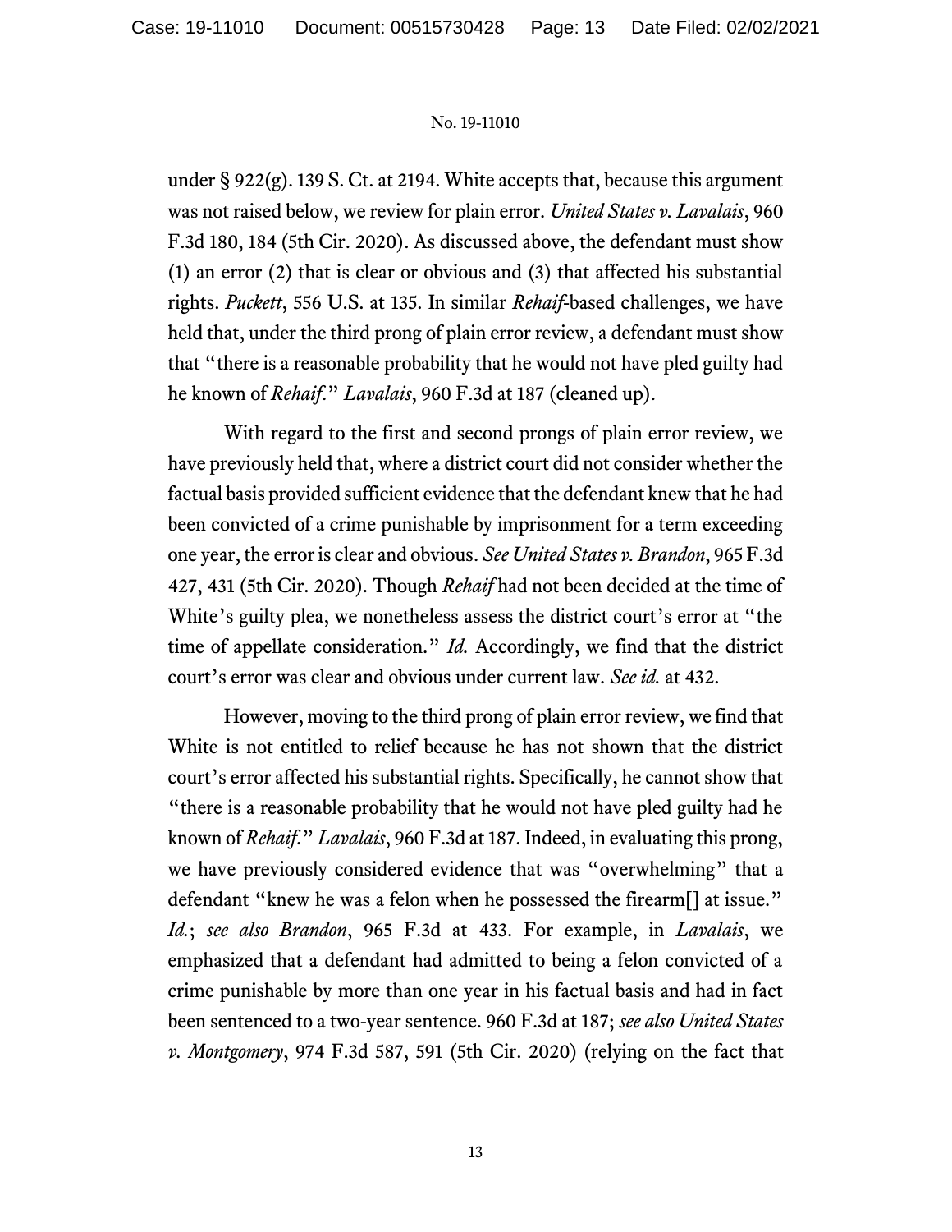under § 922(g). 139 S. Ct. at 2194. White accepts that, because this argument was not raised below, we review for plain error. *United States v. Lavalais*, 960 F.3d 180, 184 (5th Cir. 2020). As discussed above, the defendant must show (1) an error (2) that is clear or obvious and (3) that affected his substantial rights. *Puckett*, 556 U.S. at 135. In similar *Rehaif*-based challenges, we have held that, under the third prong of plain error review, a defendant must show that "there is a reasonable probability that he would not have pled guilty had he known of *Rehaif*." *Lavalais*, 960 F.3d at 187 (cleaned up).

With regard to the first and second prongs of plain error review, we have previously held that, where a district court did not consider whether the factual basis provided sufficient evidence that the defendant knew that he had been convicted of a crime punishable by imprisonment for a term exceeding one year, the error is clear and obvious. *See United States v. Brandon*, 965 F.3d 427, 431 (5th Cir. 2020). Though *Rehaif* had not been decided at the time of White's guilty plea, we nonetheless assess the district court's error at "the time of appellate consideration." *Id.* Accordingly, we find that the district court's error was clear and obvious under current law. *See id.* at 432.

However, moving to the third prong of plain error review, we find that White is not entitled to relief because he has not shown that the district court's error affected his substantial rights. Specifically, he cannot show that "there is a reasonable probability that he would not have pled guilty had he known of *Rehaif*." *Lavalais*, 960 F.3d at 187. Indeed, in evaluating this prong, we have previously considered evidence that was "overwhelming" that a defendant "knew he was a felon when he possessed the firearm[] at issue." *Id.*; *see also Brandon*, 965 F.3d at 433. For example, in *Lavalais*, we emphasized that a defendant had admitted to being a felon convicted of a crime punishable by more than one year in his factual basis and had in fact been sentenced to a two-year sentence. 960 F.3d at 187; *see also United States v. Montgomery*, 974 F.3d 587, 591 (5th Cir. 2020) (relying on the fact that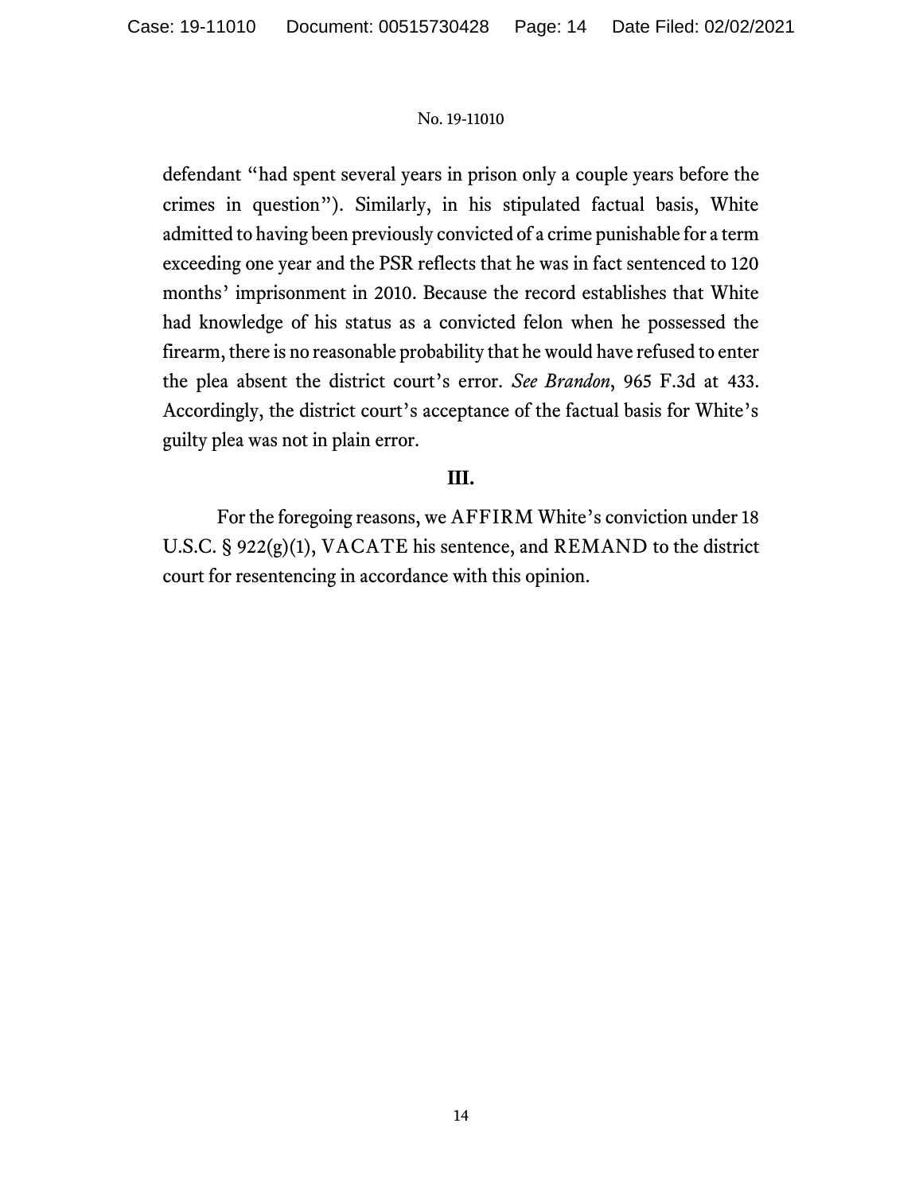defendant "had spent several years in prison only a couple years before the crimes in question"). Similarly, in his stipulated factual basis, White admitted to having been previously convicted of a crime punishable for a term exceeding one year and the PSR reflects that he was in fact sentenced to 120 months' imprisonment in 2010. Because the record establishes that White had knowledge of his status as a convicted felon when he possessed the firearm, there is no reasonable probability that he would have refused to enter the plea absent the district court's error. *See Brandon*, 965 F.3d at 433. Accordingly, the district court's acceptance of the factual basis for White's guilty plea was not in plain error.

## III.

For the foregoing reasons, we AFFIRM White's conviction under 18 U.S.C. § 922(g)(1), VACATE his sentence, and REMAND to the district court for resentencing in accordance with this opinion.